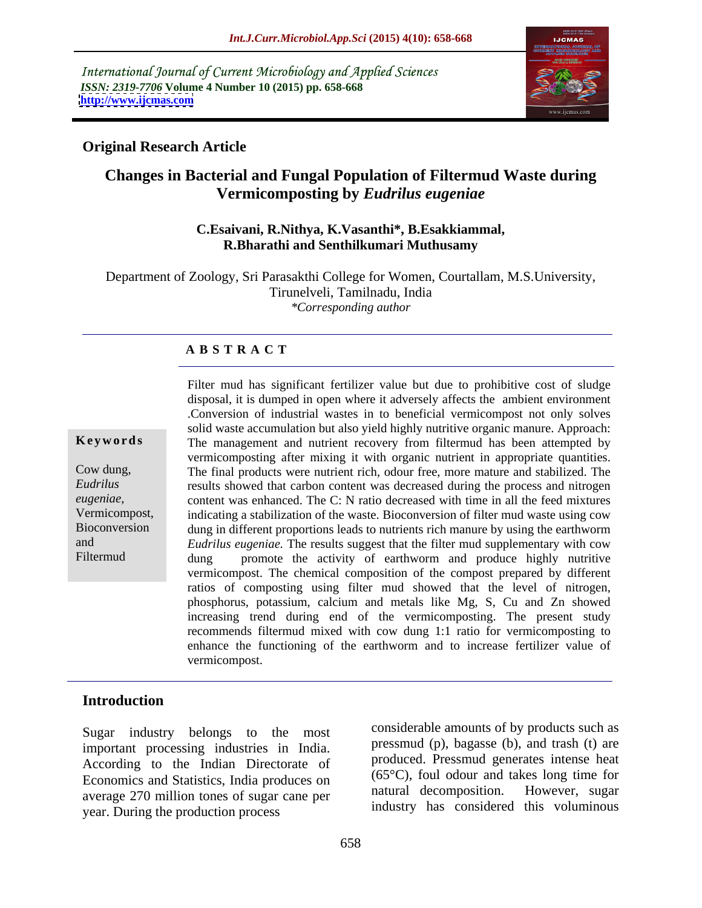International Journal of Current Microbiology and Applied Sciences
*ISSN: 2319-7706* **Volume 4 Number 10 (2015) pp. 658-668**
**http://www.ijcmas.com**

## Original Research Article

# Changes in Bacterial and Fungal Population of Filtermud Waste during Vermicomposting by *Eudrilus eugeniae*

**C.Esaivani, R.Nithya, K.Vasanthi\*, B.Esakkiammal, R.Bharathi and Senthilkumari Muthusamy**

Department of Zoology, Sri Parasakthi College for Women, Courtallam, M.S.University, Tirunelveli, Tamilnadu, India
*\*Corresponding author*

### ABSTRACT

**Keywords**

Cow dung, *Eudrilus eugeniae,* Vermicompost, Bioconversion and Filtermud

Filter mud has significant fertilizer value but due to prohibitive cost of sludge disposal, it is dumped in open where it adversely affects the ambient environment .Conversion of industrial wastes in to beneficial vermicompost not only solves solid waste accumulation but also yield highly nutritive organic manure. Approach: The management and nutrient recovery from filtermud has been attempted by vermicomposting after mixing it with organic nutrient in appropriate quantities. The final products were nutrient rich, odour free, more mature and stabilized. The results showed that carbon content was decreased during the process and nitrogen content was enhanced. The C: N ratio decreased with time in all the feed mixtures indicating a stabilization of the waste. Bioconversion of filter mud waste using cow dung in different proportions leads to nutrients rich manure by using the earthworm *Eudrilus eugeniae.* The results suggest that the filter mud supplementary with cow dung promote the activity of earthworm and produce highly nutritive vermicompost. The chemical composition of the compost prepared by different ratios of composting using filter mud showed that the level of nitrogen, phosphorus, potassium, calcium and metals like Mg, S, Cu and Zn showed increasing trend during end of the vermicomposting. The present study recommends filtermud mixed with cow dung 1:1 ratio for vermicomposting to enhance the functioning of the earthworm and to increase fertilizer value of vermicompost.

## Introduction

Sugar industry belongs to the most important processing industries in India. According to the Indian Directorate of Economics and Statistics, India produces on average 270 million tones of sugar cane per year. During the production process considerable amounts of by products such as pressmud (p), bagasse (b), and trash (t) are produced. Pressmud generates intense heat (65°C), foul odour and takes long time for natural decomposition. However, sugar industry has considered this voluminous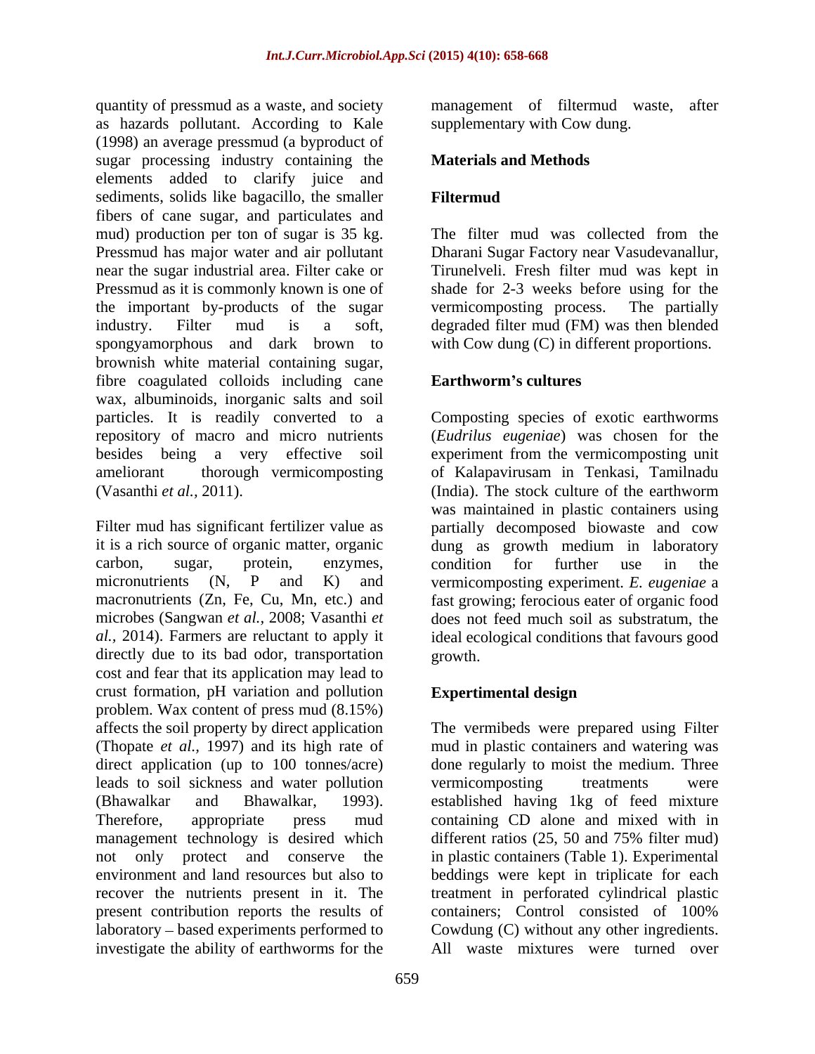quantity of pressmud as a waste, and society as hazards pollutant. According to Kale (1998) an average pressmud (a byproduct of sugar processing industry containing the elements added to clarify juice and sediments, solids like bagacillo, the smaller fibers of cane sugar, and particulates and mud) production per ton of sugar is 35 kg. Pressmud has major water and air pollutant near the sugar industrial area. Filter cake or Pressmud as it is commonly known is one of the important by-products of the sugar industry. Filter mud is a soft, spongyamorphous and dark brown to brownish white material containing sugar, fibre coagulated colloids including cane wax, albuminoids, inorganic salts and soil particles. It is readily converted to a repository of macro and micro nutrients besides being a very effective soil ameliorant thorough vermicomposting (Vasanthi *et al.,* 2011).

Filter mud has significant fertilizer value as it is a rich source of organic matter, organic carbon, sugar, protein, enzymes, micronutrients (N, P and K) and macronutrients (Zn, Fe, Cu, Mn, etc.) and microbes (Sangwan *et al.,* 2008; Vasanthi *et al.,* 2014). Farmers are reluctant to apply it directly due to its bad odor, transportation cost and fear that its application may lead to crust formation, pH variation and pollution problem. Wax content of press mud (8.15%) affects the soil property by direct application (Thopate *et al.,* 1997) and its high rate of direct application (up to 100 tonnes/acre) leads to soil sickness and water pollution (Bhawalkar and Bhawalkar, 1993). Therefore, appropriate press mud management technology is desired which not only protect and conserve the environment and land resources but also to recover the nutrients present in it. The present contribution reports the results of laboratory – based experiments performed to investigate the ability of earthworms for the management of filtermud waste, after supplementary with Cow dung.

## Materials and Methods

### Filtermud

The filter mud was collected from the Dharani Sugar Factory near Vasudevanallur, Tirunelveli. Fresh filter mud was kept in shade for 2-3 weeks before using for the vermicomposting process. The partially degraded filter mud (FM) was then blended with Cow dung (C) in different proportions.

### Earthworm's cultures

Composting species of exotic earthworms (*Eudrilus eugeniae*) was chosen for the experiment from the vermicomposting unit of Kalapavirusam in Tenkasi, Tamilnadu (India). The stock culture of the earthworm was maintained in plastic containers using partially decomposed biowaste and cow dung as growth medium in laboratory condition for further use in the vermicomposting experiment. *E. eugeniae* a fast growing; ferocious eater of organic food does not feed much soil as substratum, the ideal ecological conditions that favours good growth.

### Experimental design

The vermibeds were prepared using Filter mud in plastic containers and watering was done regularly to moist the medium. Three vermicomposting treatments were established having 1kg of feed mixture containing CD alone and mixed with in different ratios (25, 50 and 75% filter mud) in plastic containers (Table 1). Experimental beddings were kept in triplicate for each treatment in perforated cylindrical plastic containers; Control consisted of 100% Cowdung (C) without any other ingredients. All waste mixtures were turned over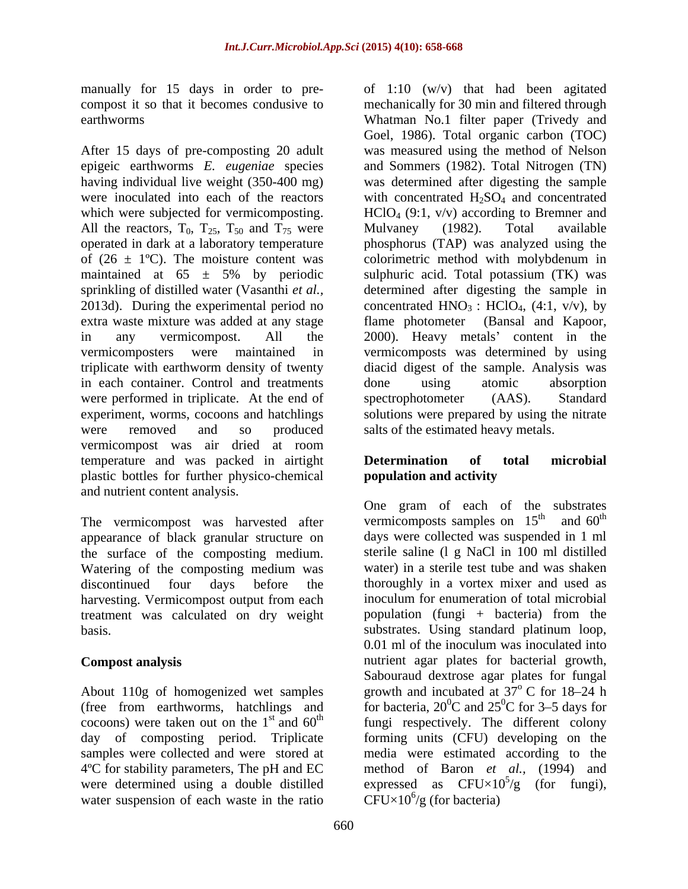manually for 15 days in order to pre-compost it so that it becomes condusive to earthworms

After 15 days of pre-composting 20 adult epigeic earthworms *E. eugeniae* species having individual live weight (350-400 mg) were inoculated into each of the reactors which were subjected for vermicomposting. All the reactors, $T_0$, $T_{25}$, $T_{50}$ and $T_{75}$ were operated in dark at a laboratory temperature of (26 ± 1ºC). The moisture content was maintained at 65 ± 5% by periodic sprinkling of distilled water (Vasanthi *et al.*, 2013d). During the experimental period no extra waste mixture was added at any stage in any vermicompost. All the vermicomposters were maintained in triplicate with earthworm density of twenty in each container. Control and treatments were performed in triplicate. At the end of experiment, worms, cocoons and hatchlings were removed and so produced vermicompost was air dried at room temperature and was packed in airtight plastic bottles for further physico-chemical and nutrient content analysis.

The vermicompost was harvested after appearance of black granular structure on the surface of the composting medium. Watering of the composting medium was discontinued four days before the harvesting. Vermicompost output from each treatment was calculated on dry weight basis.

## Compost analysis

About 110g of homogenized wet samples (free from earthworms, hatchlings and cocoons) were taken out on the $1^{st}$ and $60^{th}$ day of composting period. Triplicate samples were collected and were stored at 4ºC for stability parameters, The pH and EC were determined using a double distilled water suspension of each waste in the ratio of 1:10 (w/v) that had been agitated mechanically for 30 min and filtered through Whatman No.1 filter paper (Trivedy and Goel, 1986). Total organic carbon (TOC) was measured using the method of Nelson and Sommers (1982). Total Nitrogen (TN) was determined after digesting the sample with concentrated $H_2SO_4$ and concentrated $HClO_4$ (9:1, v/v) according to Bremner and Mulvaney (1982). Total available phosphorus (TAP) was analyzed using the colorimetric method with molybdenum in sulphuric acid. Total potassium (TK) was determined after digesting the sample in concentrated $HNO_3$ : $HClO_4$, (4:1, v/v), by flame photometer (Bansal and Kapoor, 2000). Heavy metals' content in the vermicomposts was determined by using diacid digest of the sample. Analysis was done using atomic absorption spectrophotometer (AAS). Standard solutions were prepared by using the nitrate salts of the estimated heavy metals.

## Determination of total microbial population and activity

One gram of each of the substrates vermicomposts samples on $15^{th}$ and $60^{th}$ days were collected was suspended in 1 ml sterile saline (l g NaCl in 100 ml distilled water) in a sterile test tube and was shaken thoroughly in a vortex mixer and used as inoculum for enumeration of total microbial population (fungi + bacteria) from the substrates. Using standard platinum loop, 0.01 ml of the inoculum was inoculated into nutrient agar plates for bacterial growth, Sabouraud dextrose agar plates for fungal growth and incubated at $37^o$ C for 18–24 h for bacteria, $20^0$C and $25^0$C for 3–5 days for fungi respectively. The different colony forming units (CFU) developing on the media were estimated according to the method of Baron *et al.,* (1994) and expressed as CFU×$10^5$/g (for fungi), CFU×$10^6$/g (for bacteria)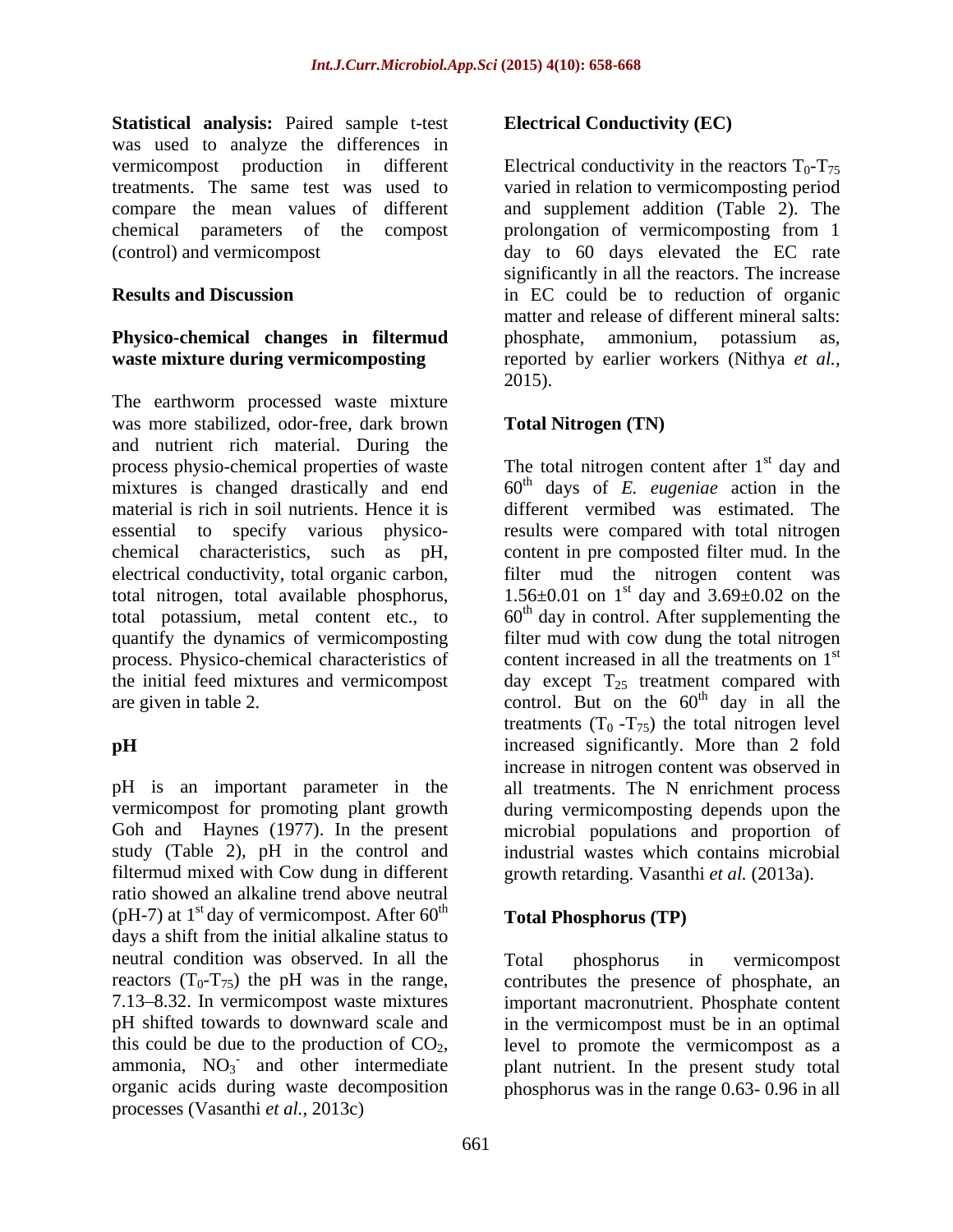**Statistical analysis:** Paired sample t-test was used to analyze the differences in vermicompost production in different treatments. The same test was used to compare the mean values of different chemical parameters of the compost (control) and vermicompost

## Results and Discussion

### Physico-chemical changes in filtermud waste mixture during vermicomposting

The earthworm processed waste mixture was more stabilized, odor-free, dark brown and nutrient rich material. During the process physio-chemical properties of waste mixtures is changed drastically and end material is rich in soil nutrients. Hence it is essential to specify various physico-chemical characteristics, such as pH, electrical conductivity, total organic carbon, total nitrogen, total available phosphorus, total potassium, metal content etc., to quantify the dynamics of vermicomposting process. Physico-chemical characteristics of the initial feed mixtures and vermicompost are given in table 2.

### pH

pH is an important parameter in the vermicompost for promoting plant growth Goh and Haynes (1977). In the present study (Table 2), pH in the control and filtermud mixed with Cow dung in different ratio showed an alkaline trend above neutral (pH-7) at 1st day of vermicompost. After 60th days a shift from the initial alkaline status to neutral condition was observed. In all the reactors ($T_0$-$T_{75}$) the pH was in the range, 7.13–8.32. In vermicompost waste mixtures pH shifted towards to downward scale and this could be due to the production of $CO_2$, ammonia, $NO_3^-$ and other intermediate organic acids during waste decomposition processes (Vasanthi *et al.,* 2013c)

### Electrical Conductivity (EC)

Electrical conductivity in the reactors $T_0$-$T_{75}$ varied in relation to vermicomposting period and supplement addition (Table 2). The prolongation of vermicomposting from 1 day to 60 days elevated the EC rate significantly in all the reactors. The increase in EC could be to reduction of organic matter and release of different mineral salts: phosphate, ammonium, potassium as, reported by earlier workers (Nithya *et al.,* 2015).

### Total Nitrogen (TN)

The total nitrogen content after 1st day and 60th days of *E. eugeniae* action in the different vermibed was estimated. The results were compared with total nitrogen content in pre composted filter mud. In the filter mud the nitrogen content was 1.56±0.01 on 1st day and 3.69±0.02 on the 60th day in control. After supplementing the filter mud with cow dung the total nitrogen content increased in all the treatments on 1st day except $T_{25}$ treatment compared with control. But on the 60th day in all the treatments ($T_0$ -$T_{75}$) the total nitrogen level increased significantly. More than 2 fold increase in nitrogen content was observed in all treatments. The N enrichment process during vermicomposting depends upon the microbial populations and proportion of industrial wastes which contains microbial growth retarding. Vasanthi *et al.* (2013a).

### Total Phosphorus (TP)

Total phosphorus in vermicompost contributes the presence of phosphate, an important macronutrient. Phosphate content in the vermicompost must be in an optimal level to promote the vermicompost as a plant nutrient. In the present study total phosphorus was in the range 0.63- 0.96 in all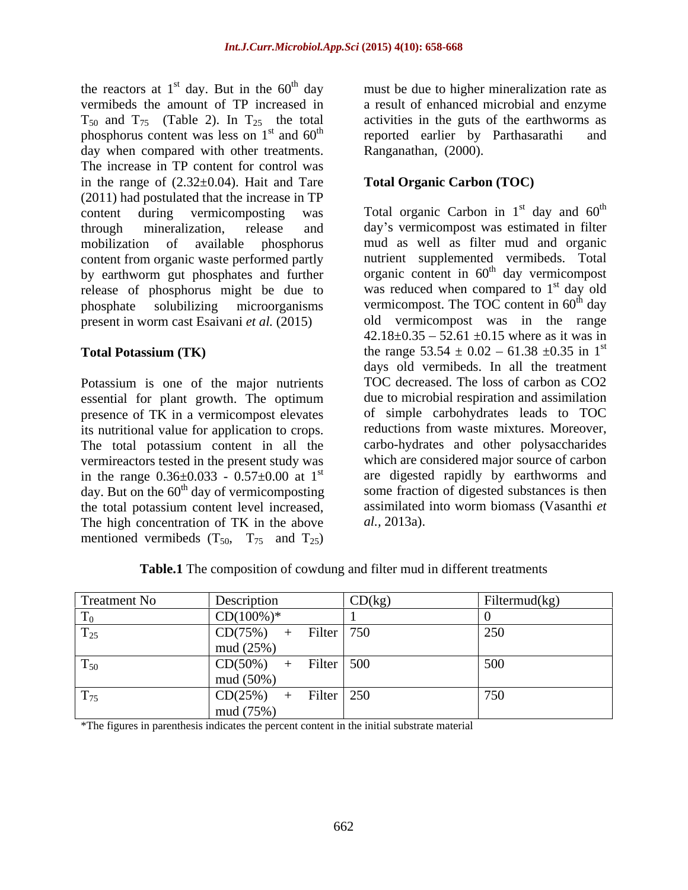the reactors at 1st day. But in the 60th day vermibeds the amount of TP increased in $T_{50}$ and $T_{75}$ (Table 2). In $T_{25}$ the total phosphorus content was less on 1st and 60th day when compared with other treatments. The increase in TP content for control was in the range of (2.32±0.04). Hait and Tare (2011) had postulated that the increase in TP content during vermicomposting was through mineralization, release and mobilization of available phosphorus content from organic waste performed partly by earthworm gut phosphates and further release of phosphorus might be due to phosphate solubilizing microorganisms present in worm cast Esaivani *et al.* (2015)

**Total Potassium (TK)**

Potassium is one of the major nutrients essential for plant growth. The optimum presence of TK in a vermicompost elevates its nutritional value for application to crops. The total potassium content in all the vermireactors tested in the present study was in the range 0.36±0.033 - 0.57±0.00 at 1st day. But on the 60th day of vermicomposting the total potassium content level increased, The high concentration of TK in the above mentioned vermibeds ($T_{50}$, $T_{75}$ and $T_{25}$) must be due to higher mineralization rate as a result of enhanced microbial and enzyme activities in the guts of the earthworms as reported earlier by Parthasarathi and Ranganathan, (2000).

**Total Organic Carbon (TOC)**

Total organic Carbon in 1st day and 60th day's vermicompost was estimated in filter mud as well as filter mud and organic nutrient supplemented vermibeds. Total organic content in 60th day vermicompost was reduced when compared to 1st day old vermicompost. The TOC content in 60th day old vermicompost was in the range 42.18±0.35 – 52.61 ±0.15 where as it was in the range 53.54 ± 0.02 – 61.38 ±0.35 in 1st days old vermibeds. In all the treatment TOC decreased. The loss of carbon as CO2 due to microbial respiration and assimilation of simple carbohydrates leads to TOC reductions from waste mixtures. Moreover, carbo-hydrates and other polysaccharides which are considered major source of carbon are digested rapidly by earthworms and some fraction of digested substances is then assimilated into worm biomass (Vasanthi *et al.,* 2013a).

**Table.1** The composition of cowdung and filter mud in different treatments

| Treatment No | Description | CD(kg) | Filtermud(kg) |
|---|---|---|---|
| $T_0$ | CD(100%)* | 1 | 0 |
| $T_{25}$ | CD(75%) + Filter mud (25%) | 750 | 250 |
| $T_{50}$ | CD(50%) + Filter mud (50%) | 500 | 500 |
| $T_{75}$ | CD(25%) + Filter mud (75%) | 250 | 750 |

*The figures in parenthesis indicates the percent content in the initial substrate material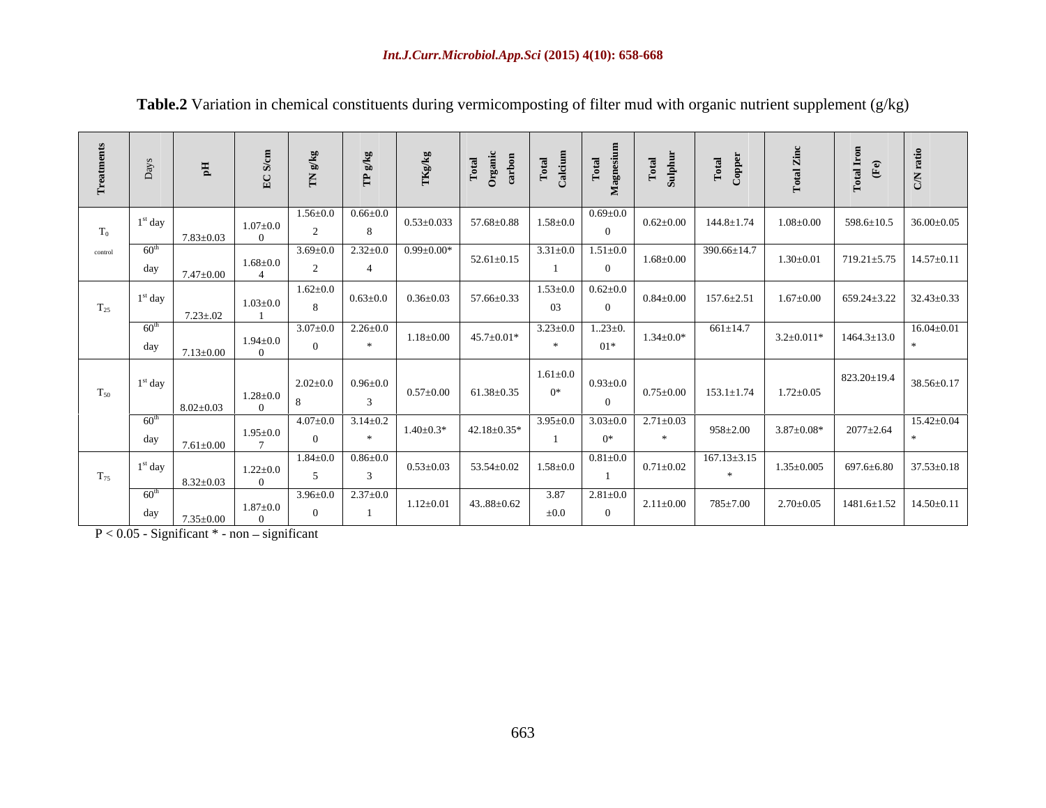**Table.2** Variation in chemical constituents during vermicomposting of filter mud with organic nutrient supplement (g/kg)

| Treatments | Days | pH | EC S/cm | TN g/kg | TP g/kg | TKg/kg | Total Organic carbon | Total Calcium | Total Magnesium | Total Sulphur | Total Copper | Total Zinc | Total Iron (Fe) | C/N ratio |
|---|---|---|---|---|---|---|---|---|---|---|---|---|---|---|
| $T_0$ control | 1[st] day | 7.83±0.03 | 1.07±0.00 | 1.56±0.02 | 0.66±0.08 | 0.53±0.033 | 57.68±0.88 | 1.58±0.0 | 0.69±0.00 | 0.62±0.00 | 144.8±1.74 | 1.08±0.00 | 598.6±10.5 | 36.00±0.05 |
| | 60[th] day | 7.47±0.00 | 1.68±0.04 | 3.69±0.02 | 2.32±0.04 | 0.99±0.00* | 52.61±0.15 | 3.31±0.01 | 1.51±0.00 | 1.68±0.00 | 390.66±14.7 | 1.30±0.01 | 719.21±5.75 | 14.57±0.11 |
| $T_{25}$ | 1[st] day | 7.23±.02 | 1.03±0.01 | 1.62±0.08 | 0.63±0.0 | 0.36±0.03 | 57.66±0.33 | 1.53±0.003 | 0.62±0.00 | 0.84±0.00 | 157.6±2.51 | 1.67±0.00 | 659.24±3.22 | 32.43±0.33 |
| | 60[th] day | 7.13±0.00 | 1.94±0.00 | 3.07±0.00 | 2.26±0.0* | 1.18±0.00 | 45.7±0.01* | 3.23±0.0* | 1..23±0.01* | 1.34±0.0* | 661±14.7 | 3.2±0.011* | 1464.3±13.0 | 16.04±0.01* |
| $T_{50}$ | 1[st] day | 8.02±0.03 | 1.28±0.00 | 2.02±0.08 | 0.96±0.03 | 0.57±0.00 | 61.38±0.35 | 1.61±0.00* | 0.93±0.00 | 0.75±0.00 | 153.1±1.74 | 1.72±0.05 | 823.20±19.4 | 38.56±0.17 |
| | 60[th] day | 7.61±0.00 | 1.95±0.07 | 4.07±0.00 | 3.14±0.2* | 1.40±0.3* | 42.18±0.35* | 3.95±0.01 | 3.03±0.00* | 2.71±0.03* | 958±2.00 | 3.87±0.08* | 2077±2.64 | 15.42±0.04* |
| $T_{75}$ | 1[st] day | 8.32±0.03 | 1.22±0.00 | 1.84±0.05 | 0.86±0.03 | 0.53±0.03 | 53.54±0.02 | 1.58±0.0 | 0.81±0.01 | 0.71±0.02 | 167.13±3.15* | 1.35±0.005 | 697.6±6.80 | 37.53±0.18 |
| | 60[th] day | 7.35±0.00 | 1.87±0.00 | 3.96±0.00 | 2.37±0.01 | 1.12±0.01 | 43..88±0.62 | 3.87 ±0.0 | 2.81±0.00 | 2.11±0.00 | 785±7.00 | 2.70±0.05 | 1481.6±1.52 | 14.50±0.11 |

$P < 0.05$ - Significant * - non – significant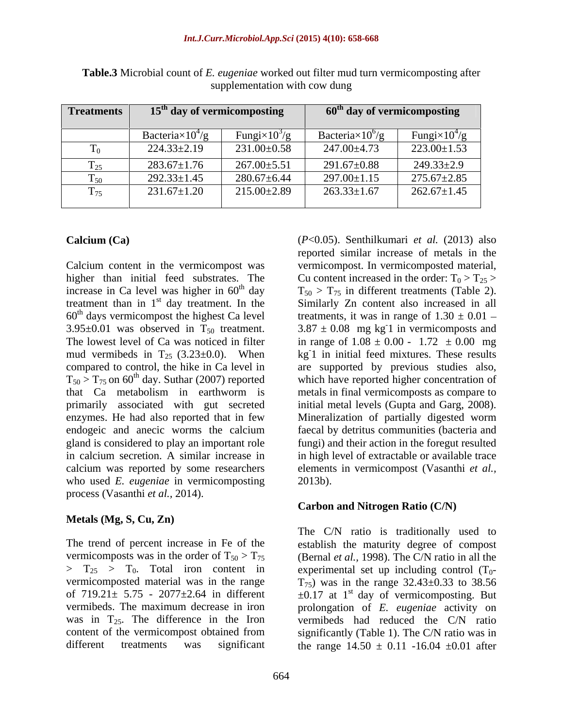**Table.3** Microbial count of *E. eugeniae* worked out filter mud turn vermicomposting after supplementation with cow dung

| Treatments | 15[th] day of vermicomposting | | 60[th] day of vermicomposting | |
|---|---|---|---|---|
| | Bacteria×$10^4$/g | Fungi×$10^3$/g | Bacteria×$10^6$/g | Fungi×$10^4$/g |
| $T_0$ | 224.33±2.19 | 231.00±0.58 | 247.00±4.73 | 223.00±1.53 |
| $T_{25}$ | 283.67±1.76 | 267.00±5.51 | 291.67±0.88 | 249.33±2.9 |
| $T_{50}$ | 292.33±1.45 | 280.67±6.44 | 297.00±1.15 | 275.67±2.85 |
| $T_{75}$ | 231.67±1.20 | 215.00±2.89 | 263.33±1.67 | 262.67±1.45 |

**Calcium (Ca)**

Calcium content in the vermicompost was higher than initial feed substrates. The increase in Ca level was higher in 60[th] day treatment than in 1[st] day treatment. In the 60[th] days vermicompost the highest Ca level 3.95±0.01 was observed in $T_{50}$ treatment. The lowest level of Ca was noticed in filter mud vermibeds in $T_{25}$ (3.23±0.0). When compared to control, the hike in Ca level in $T_{50} > T_{75}$ on 60[th] day. Suthar (2007) reported that Ca metabolism in earthworm is primarily associated with gut secreted enzymes. He had also reported that in few endogeic and anecic worms the calcium gland is considered to play an important role in calcium secretion. A similar increase in calcium was reported by some researchers who used *E. eugeniae* in vermicomposting process (Vasanthi *et al.*, 2014).

**Metals (Mg, S, Cu, Zn)**

The trend of percent increase in Fe of the vermicomposts was in the order of $T_{50} > T_{75} > T_{25} > T_0$. Total iron content in vermicomposted material was in the range of 719.21± 5.75 - 2077±2.64 in different vermibeds. The maximum decrease in iron was in $T_{25}$. The difference in the Iron content of the vermicompost obtained from different treatments was significant ($P$<0.05). Senthilkumari *et al.* (2013) also reported similar increase of metals in the vermicompost. In vermicomposted material, Cu content increased in the order: $T_0 > T_{25} > T_{50} > T_{75}$ in different treatments (Table 2). Similarly Zn content also increased in all treatments, it was in range of 1.30 ± 0.01 – 3.87 ± 0.08 mg $kg^{-}1$ in vermicomposts and in range of 1.08 ± 0.00 - 1.72 ± 0.00 mg $kg^{-}1$ in initial feed mixtures. These results are supported by previous studies also, which have reported higher concentration of metals in final vermicomposts as compare to initial metal levels (Gupta and Garg, 2008). Mineralization of partially digested worm faecal by detritus communities (bacteria and fungi) and their action in the foregut resulted in high level of extractable or available trace elements in vermicompost (Vasanthi *et al.*, 2013b).

**Carbon and Nitrogen Ratio (C/N)**

The C/N ratio is traditionally used to establish the maturity degree of compost (Bernal *et al.*, 1998). The C/N ratio in all the experimental set up including control ($T_0$-$T_{75}$) was in the range 32.43±0.33 to 38.56 ±0.17 at 1[st] day of vermicomposting. But prolongation of *E. eugeniae* activity on vermibeds had reduced the C/N ratio significantly (Table 1). The C/N ratio was in the range 14.50 ± 0.11 -16.04 ±0.01 after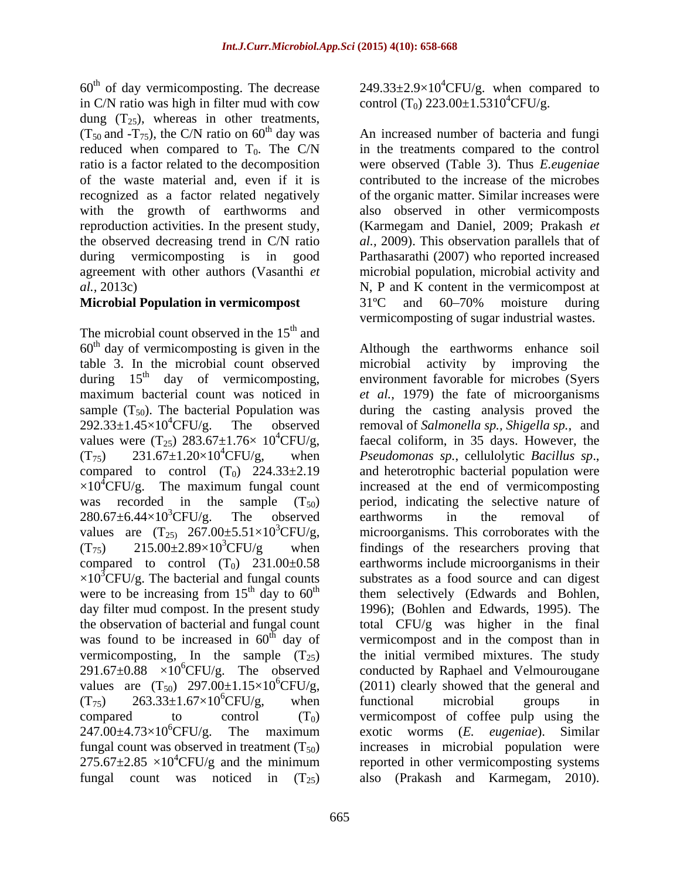$60^{th}$ of day vermicomposting. The decrease in C/N ratio was high in filter mud with cow dung ($T_{25}$), whereas in other treatments, ($T_{50}$ and -$T_{75}$), the C/N ratio on $60^{th}$ day was reduced when compared to $T_0$. The C/N ratio is a factor related to the decomposition of the waste material and, even if it is recognized as a factor related negatively with the growth of earthworms and reproduction activities. In the present study, the observed decreasing trend in C/N ratio during vermicomposting is in good agreement with other authors (Vasanthi *et al.*, 2013c)

**Microbial Population in vermicompost**

The microbial count observed in the $15^{th}$ and $60^{th}$ day of vermicomposting is given in the table 3. In the microbial count observed during $15^{th}$ day of vermicomposting, maximum bacterial count was noticed in sample ($T_{50}$). The bacterial Population was $292.33\pm1.45\times10^4$CFU/g. The observed values were ($T_{25}$) $283.67\pm1.76\times 10^4$CFU/g, ($T_{75}$) $231.67\pm1.20\times10^4$CFU/g, when compared to control ($T_0$) $224.33\pm2.19 \times10^4$CFU/g. The maximum fungal count was recorded in the sample ($T_{50}$) $280.67\pm6.44\times10^3$CFU/g. The observed values are ($T_{25}$) $267.00\pm5.51\times10^3$CFU/g, ($T_{75}$) $215.00\pm2.89\times10^3$CFU/g when compared to control ($T_0$) $231.00\pm0.58 \times10^3$CFU/g. The bacterial and fungal counts were to be increasing from $15^{th}$ day to $60^{th}$ day filter mud compost. In the present study the observation of bacterial and fungal count was found to be increased in $60^{th}$ day of vermicomposting, In the sample ($T_{25}$) $291.67\pm0.88 \times10^6$CFU/g. The observed values are ($T_{50}$) $297.00\pm1.15\times10^6$CFU/g, ($T_{75}$) $263.33\pm1.67\times10^6$CFU/g, when compared to control ($T_0$) $247.00\pm4.73\times10^6$CFU/g. The maximum fungal count was observed in treatment ($T_{50}$) $275.67\pm2.85 \times10^4$CFU/g and the minimum fungal count was noticed in ($T_{25}$) $249.33\pm2.9\times10^4$CFU/g. when compared to control ($T_0$) $223.00\pm1.5310^4$CFU/g.

An increased number of bacteria and fungi in the treatments compared to the control were observed (Table 3). Thus *E.eugeniae* contributed to the increase of the microbes of the organic matter. Similar increases were also observed in other vermicomposts (Karmegam and Daniel, 2009; Prakash *et al.*, 2009). This observation parallels that of Parthasarathi (2007) who reported increased microbial population, microbial activity and N, P and K content in the vermicompost at 31ºC and 60–70% moisture during vermicomposting of sugar industrial wastes.

Although the earthworms enhance soil microbial activity by improving the environment favorable for microbes (Syers *et al.*, 1979) the fate of microorganisms during the casting analysis proved the removal of *Salmonella sp., Shigella sp.,* and faecal coliform, in 35 days. However, the *Pseudomonas sp.*, cellulolytic *Bacillus sp*., and heterotrophic bacterial population were increased at the end of vermicomposting period, indicating the selective nature of earthworms in the removal of microorganisms. This corroborates with the findings of the researchers proving that earthworms include microorganisms in their substrates as a food source and can digest them selectively (Edwards and Bohlen, 1996); (Bohlen and Edwards, 1995). The total CFU/g was higher in the final vermicompost and in the compost than in the initial vermibed mixtures. The study conducted by Raphael and Velmourougane (2011) clearly showed that the general and functional microbial groups in vermicompost of coffee pulp using the exotic worms (*E. eugeniae*). Similar increases in microbial population were reported in other vermicomposting systems also (Prakash and Karmegam, 2010).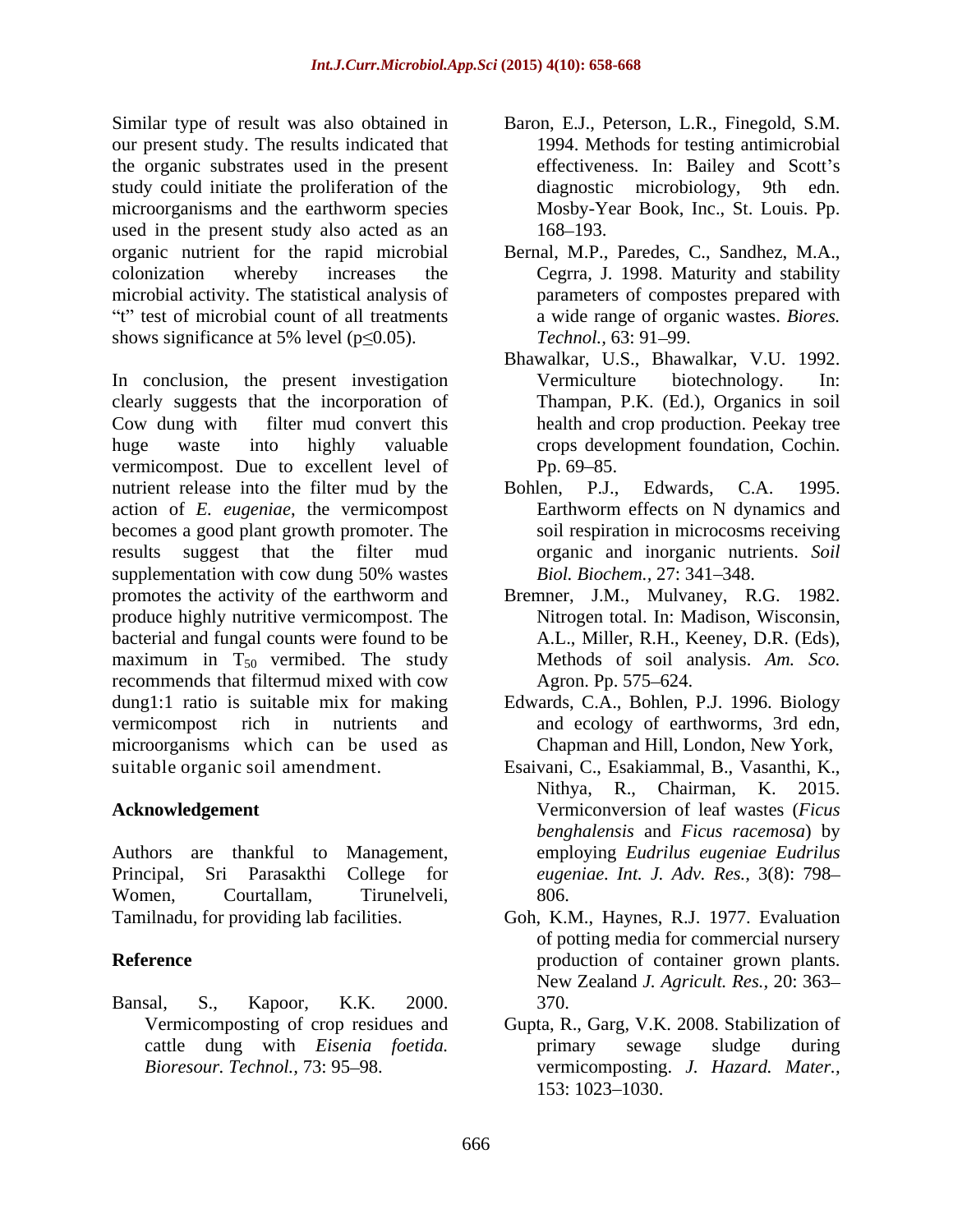Similar type of result was also obtained in our present study. The results indicated that the organic substrates used in the present study could initiate the proliferation of the microorganisms and the earthworm species used in the present study also acted as an organic nutrient for the rapid microbial colonization whereby increases the microbial activity. The statistical analysis of "t" test of microbial count of all treatments shows significance at 5% level ($p \leq 0.05$).

In conclusion, the present investigation clearly suggests that the incorporation of Cow dung with filter mud convert this huge waste into highly valuable vermicompost. Due to excellent level of nutrient release into the filter mud by the action of *E. eugeniae*, the vermicompost becomes a good plant growth promoter. The results suggest that the filter mud supplementation with cow dung 50% wastes promotes the activity of the earthworm and produce highly nutritive vermicompost. The bacterial and fungal counts were found to be maximum in $T_{50}$ vermibed. The study recommends that filtermud mixed with cow dung1:1 ratio is suitable mix for making vermicompost rich in nutrients and microorganisms which can be used as suitable organic soil amendment.

## Acknowledgement

Authors are thankful to Management, Principal, Sri Parasakthi College for Women, Courtallam, Tirunelveli, Tamilnadu, for providing lab facilities.

## Reference

Bansal, S., Kapoor, K.K. 2000. Vermicomposting of crop residues and cattle dung with *Eisenia foetida. Bioresour. Technol.,* 73: 95–98.

Baron, E.J., Peterson, L.R., Finegold, S.M. 1994. Methods for testing antimicrobial effectiveness. In: Bailey and Scott's diagnostic microbiology, 9th edn. Mosby-Year Book, Inc., St. Louis. Pp. 168–193.

Bernal, M.P., Paredes, C., Sandhez, M.A., Cegrra, J. 1998. Maturity and stability parameters of compostes prepared with a wide range of organic wastes. *Biores. Technol.,* 63: 91–99.

Bhawalkar, U.S., Bhawalkar, V.U. 1992. Vermiculture biotechnology. In: Thampan, P.K. (Ed.), Organics in soil health and crop production. Peekay tree crops development foundation, Cochin. Pp. 69–85.

Bohlen, P.J., Edwards, C.A. 1995. Earthworm effects on N dynamics and soil respiration in microcosms receiving organic and inorganic nutrients. *Soil Biol. Biochem.,* 27: 341–348.

Bremner, J.M., Mulvaney, R.G. 1982. Nitrogen total. In: Madison, Wisconsin, A.L., Miller, R.H., Keeney, D.R. (Eds), Methods of soil analysis. *Am. Sco.* Agron. Pp. 575–624.

Edwards, C.A., Bohlen, P.J. 1996. Biology and ecology of earthworms, 3rd edn, Chapman and Hill, London, New York,

Esaivani, C., Esakiammal, B., Vasanthi, K., Nithya, R., Chairman, K. 2015. Vermiconversion of leaf wastes (*Ficus benghalensis* and *Ficus racemosa*) by employing *Eudrilus eugeniae Eudrilus eugeniae. Int. J. Adv. Res.,* 3(8): 798–806.

Goh, K.M., Haynes, R.J. 1977. Evaluation of potting media for commercial nursery production of container grown plants. New Zealand *J. Agricult. Res.,* 20: 363–370.

Gupta, R., Garg, V.K. 2008. Stabilization of primary sewage sludge during vermicomposting. *J. Hazard. Mater.,* 153: 1023–1030.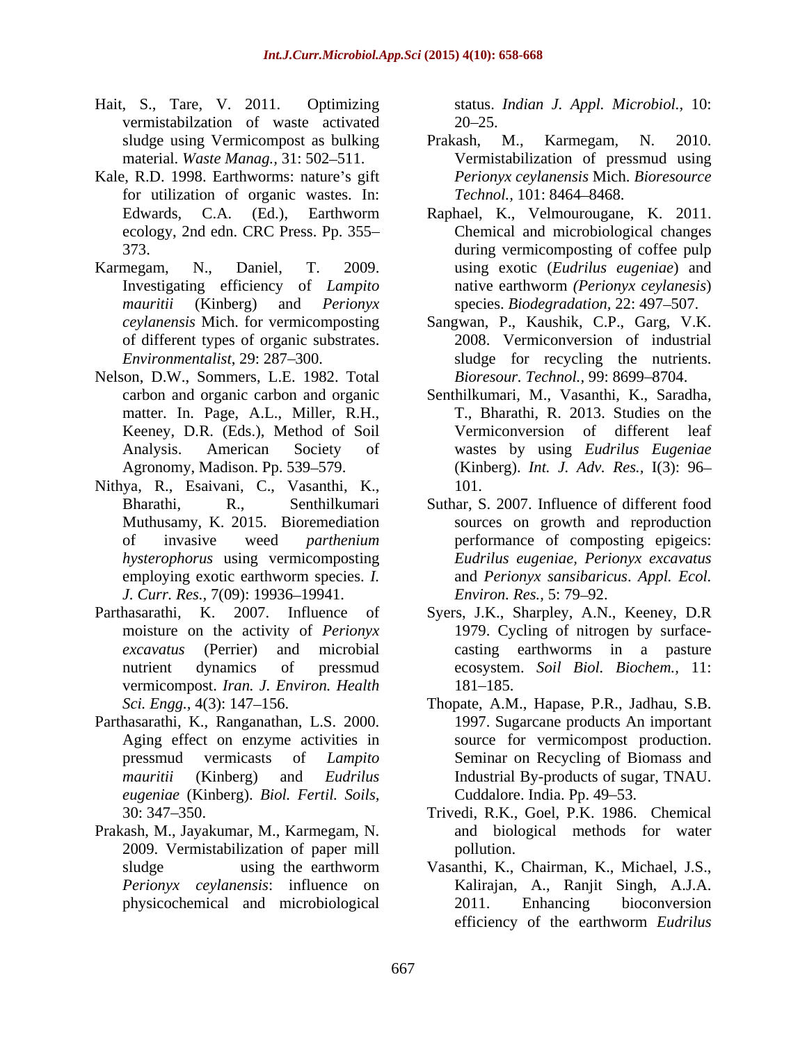Hait, S., Tare, V. 2011. Optimizing vermistabilzation of waste activated sludge using Vermicompost as bulking material. *Waste Manag.,* 31: 502–511.

Kale, R.D. 1998. Earthworms: nature's gift for utilization of organic wastes. In: Edwards, C.A. (Ed.), Earthworm ecology, 2nd edn. CRC Press. Pp. 355–373.

Karmegam, N., Daniel, T. 2009. Investigating efficiency of *Lampito mauritii* (Kinberg) and *Perionyx ceylanensis* Mich. for vermicomposting of different types of organic substrates. *Environmentalist*, 29: 287–300.

Nelson, D.W., Sommers, L.E. 1982. Total carbon and organic carbon and organic matter. In. Page, A.L., Miller, R.H., Keeney, D.R. (Eds.), Method of Soil Analysis. American Society of Agronomy, Madison. Pp. 539–579.

Nithya, R., Esaivani, C., Vasanthi, K., Bharathi, R., Senthilkumari Muthusamy, K. 2015. Bioremediation of invasive weed *parthenium hysterophorus* using vermicomposting employing exotic earthworm species. *I. J. Curr. Res.,* 7(09): 19936–19941.

Parthasarathi, K. 2007. Influence of moisture on the activity of *Perionyx excavatus* (Perrier) and microbial nutrient dynamics of pressmud vermicompost. *Iran. J. Environ. Health Sci. Engg.*, 4(3): 147–156.

Parthasarathi, K., Ranganathan, L.S. 2000. Aging effect on enzyme activities in pressmud vermicasts of *Lampito mauritii* (Kinberg) and *Eudrilus eugeniae* (Kinberg). *Biol. Fertil. Soils,* 30: 347–350.

Prakash, M., Jayakumar, M., Karmegam, N. 2009. Vermistabilization of paper mill sludge using the earthworm *Perionyx ceylanensis*: influence on physicochemical and microbiological status. *Indian J. Appl. Microbiol.,* 10: 20–25.

Prakash, M., Karmegam, N. 2010. Vermistabilization of pressmud using *Perionyx ceylanensis* Mich. *Bioresource Technol.,* 101: 8464–8468.

Raphael, K., Velmourougane, K. 2011. Chemical and microbiological changes during vermicomposting of coffee pulp using exotic (*Eudrilus eugeniae*) and native earthworm *(Perionyx ceylanesis*) species. *Biodegradation,* 22: 497–507.

Sangwan, P., Kaushik, C.P., Garg, V.K. 2008. Vermiconversion of industrial sludge for recycling the nutrients. *Bioresour. Technol.,* 99: 8699–8704.

Senthilkumari, M., Vasanthi, K., Saradha, T., Bharathi, R. 2013. Studies on the Vermiconversion of different leaf wastes by using *Eudrilus Eugeniae* (Kinberg). *Int. J. Adv. Res.,* I(3): 96–101.

Suthar, S. 2007. Influence of different food sources on growth and reproduction performance of composting epigeics: *Eudrilus eugeniae, Perionyx excavatus* and *Perionyx sansibaricus*. *Appl. Ecol. Environ. Res.,* 5: 79–92.

Syers, J.K., Sharpley, A.N., Keeney, D.R 1979. Cycling of nitrogen by surface-casting earthworms in a pasture ecosystem. *Soil Biol. Biochem.,* 11: 181–185.

Thopate, A.M., Hapase, P.R., Jadhau, S.B. 1997. Sugarcane products An important source for vermicompost production. Seminar on Recycling of Biomass and Industrial By-products of sugar, TNAU. Cuddalore. India. Pp. 49–53.

Trivedi, R.K., Goel, P.K. 1986. Chemical and biological methods for water pollution.

Vasanthi, K., Chairman, K., Michael, J.S., Kalirajan, A., Ranjit Singh, A.J.A. 2011. Enhancing bioconversion efficiency of the earthworm *Eudrilus*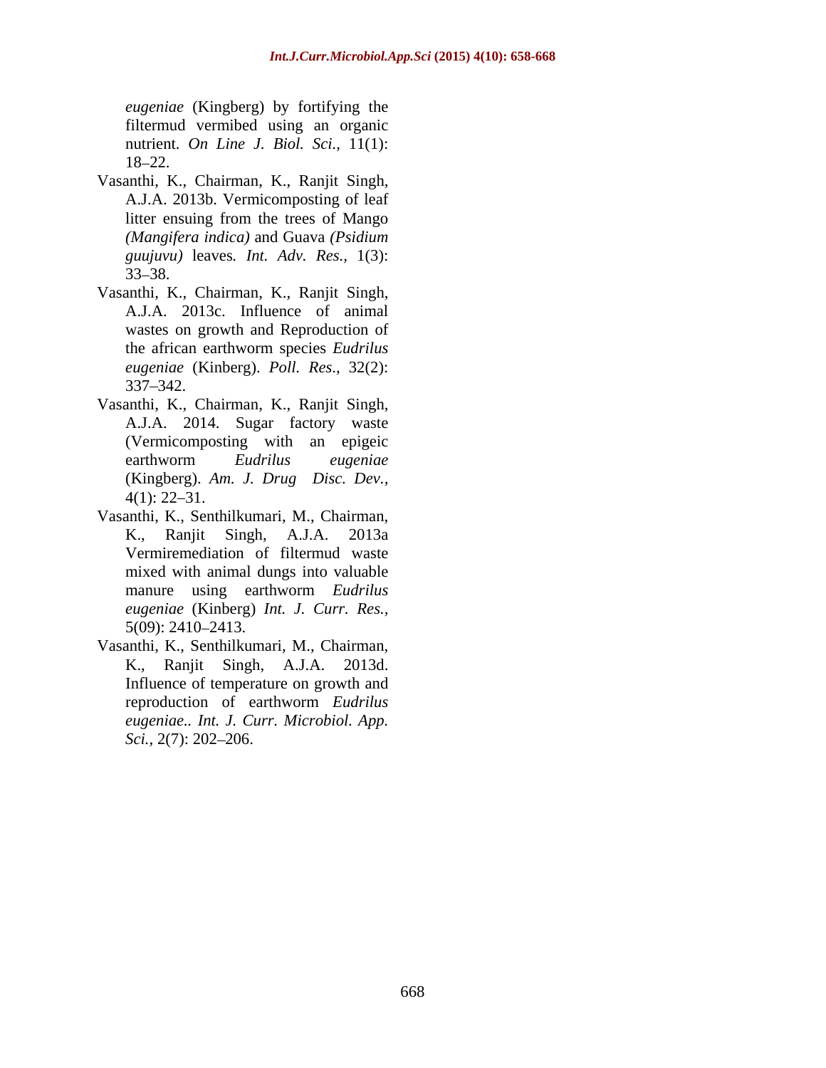*eugeniae* (Kingberg) by fortifying the filtermud vermibed using an organic nutrient. *On Line J. Biol. Sci.,* 11(1): 18–22.

Vasanthi, K., Chairman, K., Ranjit Singh, A.J.A. 2013b. Vermicomposting of leaf litter ensuing from the trees of Mango *(Mangifera indica)* and Guava *(Psidium guujuvu)* leaves*. Int. Adv. Res.,* 1(3): 33–38.

Vasanthi, K., Chairman, K., Ranjit Singh, A.J.A. 2013c. Influence of animal wastes on growth and Reproduction of the african earthworm species *Eudrilus eugeniae* (Kinberg). *Poll. Res*., 32(2): 337–342.

Vasanthi, K., Chairman, K., Ranjit Singh, A.J.A. 2014. Sugar factory waste (Vermicomposting with an epigeic earthworm *Eudrilus eugeniae* (Kingberg). *Am. J. Drug Disc. Dev.*, 4(1): 22–31.

Vasanthi, K., Senthilkumari, M., Chairman, K., Ranjit Singh, A.J.A. 2013a Vermiremediation of filtermud waste mixed with animal dungs into valuable manure using earthworm *Eudrilus eugeniae* (Kinberg) *Int. J. Curr. Res.*, 5(09): 2410–2413.

Vasanthi, K., Senthilkumari, M., Chairman, K., Ranjit Singh, A.J.A. 2013d. Influence of temperature on growth and reproduction of earthworm *Eudrilus eugeniae.. Int. J. Curr. Microbiol. App. Sci.,* 2(7): 202–206.